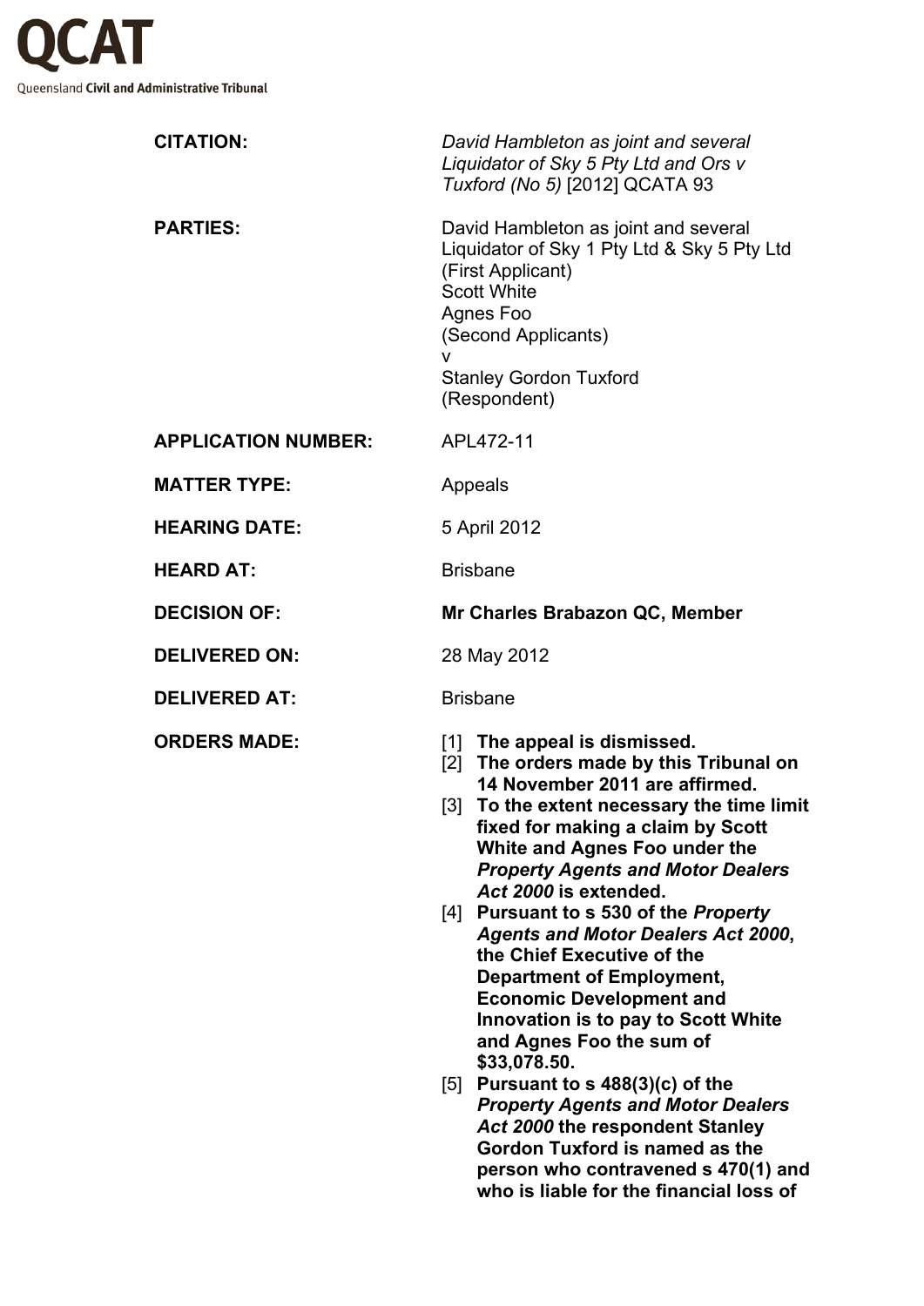# QCAT

Queensland **Civil and Administrative Tribunal**

**CITATION:** *David Hambleton as joint and several Liquidator of Sky 5 Pty Ltd and Ors v Tuxford (No 5)* [2012] QCATA 93

**PARTIES:** David Hambleton as joint and several Liquidator of Sky 1 Pty Ltd & Sky 5 Pty Ltd
(First Applicant)
Scott White
Agnes Foo
(Second Applicants)
v
Stanley Gordon Tuxford
(Respondent)

**APPLICATION NUMBER:** APL472-11

**MATTER TYPE:** Appeals

**HEARING DATE:** 5 April 2012

**HEARD AT:** Brisbane

**DECISION OF:** **Mr Charles Brabazon QC, Member**

**DELIVERED ON:** 28 May 2012

**DELIVERED AT:** Brisbane

**ORDERS MADE:**

[1] **The appeal is dismissed.**

[2] **The orders made by this Tribunal on 14 November 2011 are affirmed.**

[3] **To the extent necessary the time limit fixed for making a claim by Scott White and Agnes Foo under the *Property Agents and Motor Dealers Act 2000* is extended.**

[4] **Pursuant to s 530 of the *Property Agents and Motor Dealers Act 2000*, the Chief Executive of the Department of Employment, Economic Development and Innovation is to pay to Scott White and Agnes Foo the sum of $33,078.50.**

[5] **Pursuant to s 488(3)(c) of the *Property Agents and Motor Dealers Act 2000* the respondent Stanley Gordon Tuxford is named as the person who contravened s 470(1) and who is liable for the financial loss of**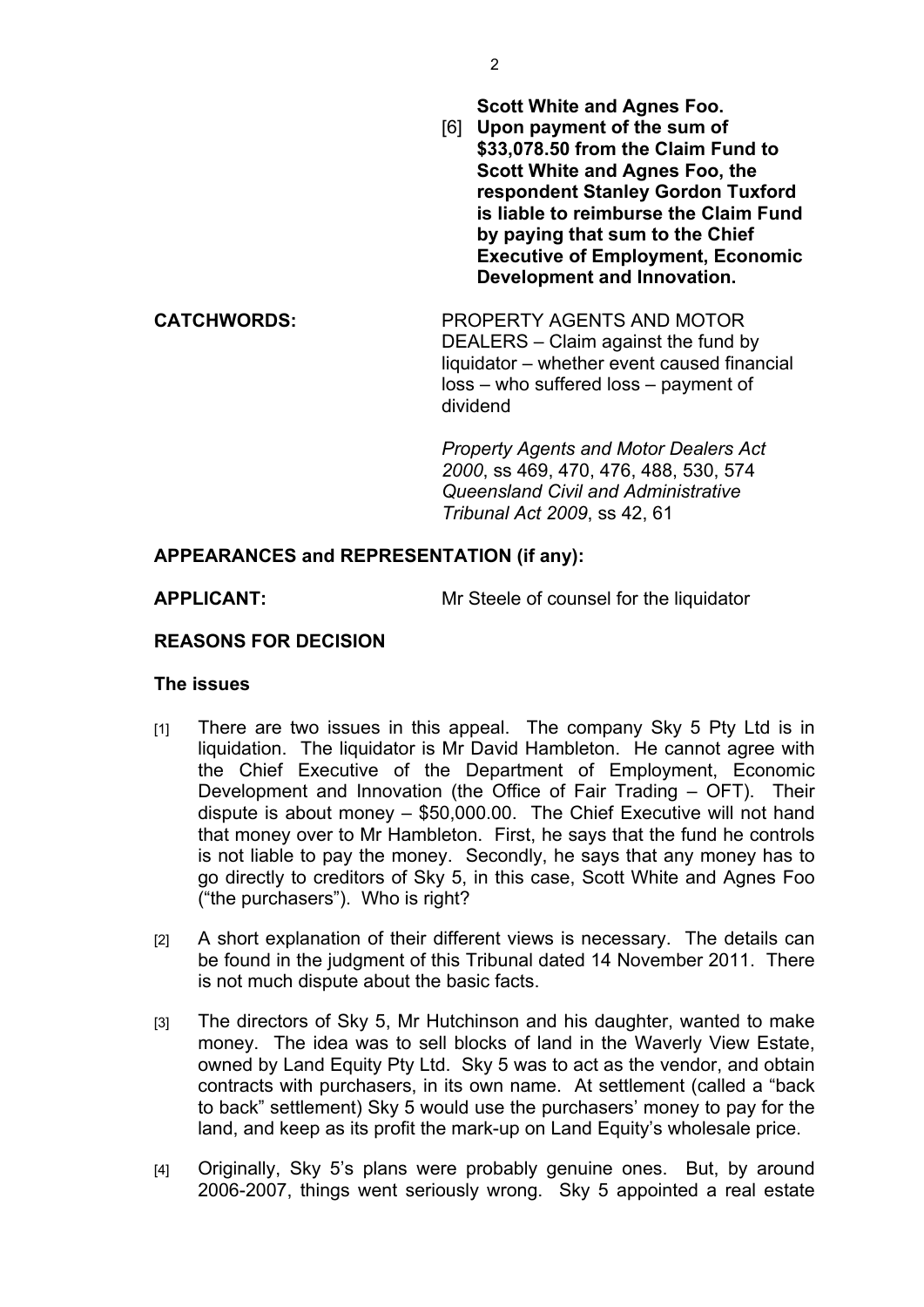**Scott White and Agnes Foo.**

**[6] Upon payment of the sum of $33,078.50 from the Claim Fund to Scott White and Agnes Foo, the respondent Stanley Gordon Tuxford is liable to reimburse the Claim Fund by paying that sum to the Chief Executive of Employment, Economic Development and Innovation.**

**CATCHWORDS:** PROPERTY AGENTS AND MOTOR DEALERS – Claim against the fund by liquidator – whether event caused financial loss – who suffered loss – payment of dividend

*Property Agents and Motor Dealers Act 2000*, ss 469, 470, 476, 488, 530, 574
*Queensland Civil and Administrative Tribunal Act 2009*, ss 42, 61

**APPEARANCES and REPRESENTATION (if any):**

**APPLICANT:** Mr Steele of counsel for the liquidator

**REASONS FOR DECISION**

**The issues**

[1] There are two issues in this appeal. The company Sky 5 Pty Ltd is in liquidation. The liquidator is Mr David Hambleton. He cannot agree with the Chief Executive of the Department of Employment, Economic Development and Innovation (the Office of Fair Trading – OFT). Their dispute is about money – $50,000.00. The Chief Executive will not hand that money over to Mr Hambleton. First, he says that the fund he controls is not liable to pay the money. Secondly, he says that any money has to go directly to creditors of Sky 5, in this case, Scott White and Agnes Foo ("the purchasers"). Who is right?

[2] A short explanation of their different views is necessary. The details can be found in the judgment of this Tribunal dated 14 November 2011. There is not much dispute about the basic facts.

[3] The directors of Sky 5, Mr Hutchinson and his daughter, wanted to make money. The idea was to sell blocks of land in the Waverly View Estate, owned by Land Equity Pty Ltd. Sky 5 was to act as the vendor, and obtain contracts with purchasers, in its own name. At settlement (called a "back to back" settlement) Sky 5 would use the purchasers' money to pay for the land, and keep as its profit the mark-up on Land Equity's wholesale price.

[4] Originally, Sky 5's plans were probably genuine ones. But, by around 2006-2007, things went seriously wrong. Sky 5 appointed a real estate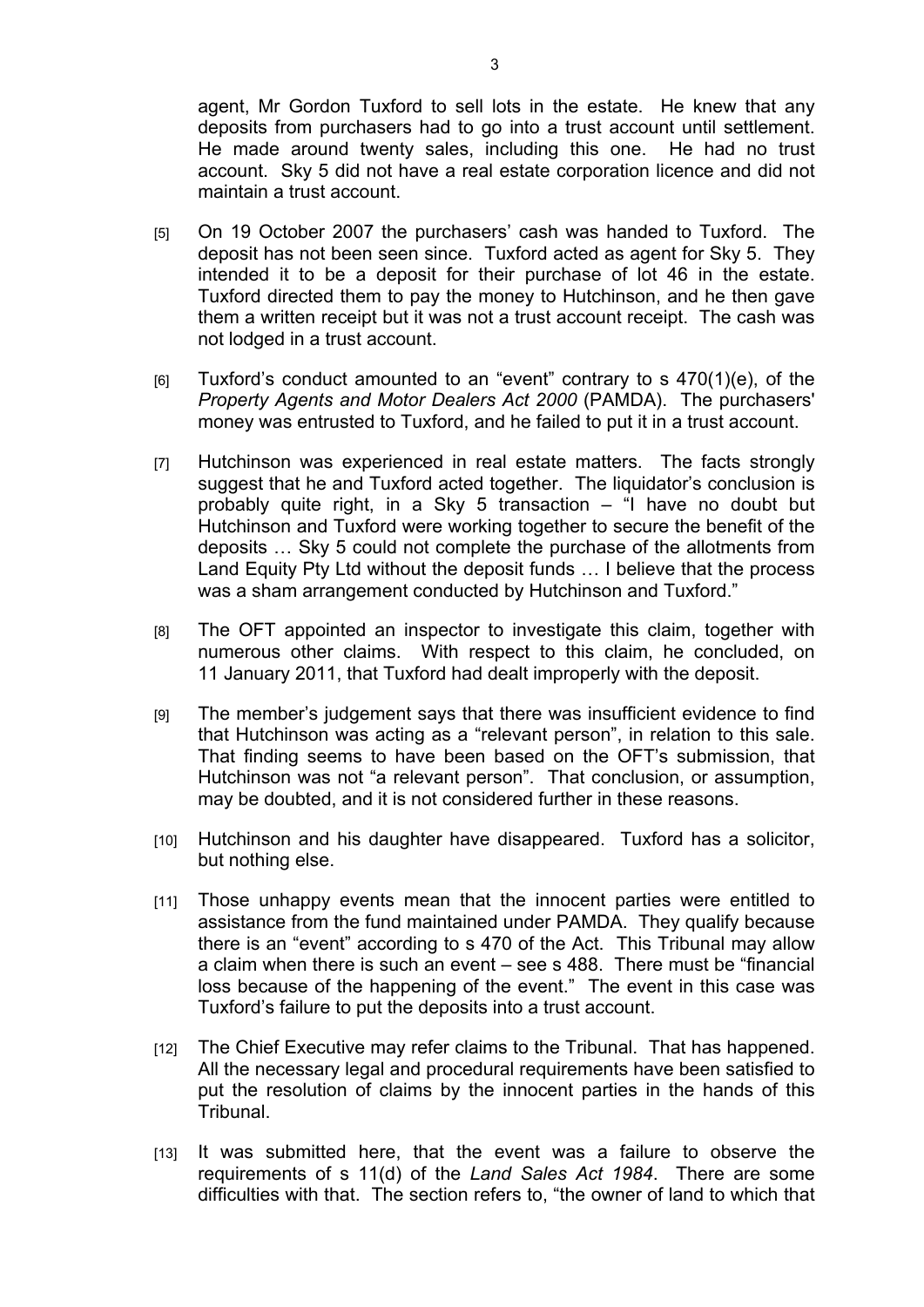agent, Mr Gordon Tuxford to sell lots in the estate. He knew that any deposits from purchasers had to go into a trust account until settlement. He made around twenty sales, including this one. He had no trust account. Sky 5 did not have a real estate corporation licence and did not maintain a trust account.

[5] On 19 October 2007 the purchasers' cash was handed to Tuxford. The deposit has not been seen since. Tuxford acted as agent for Sky 5. They intended it to be a deposit for their purchase of lot 46 in the estate. Tuxford directed them to pay the money to Hutchinson, and he then gave them a written receipt but it was not a trust account receipt. The cash was not lodged in a trust account.

[6] Tuxford's conduct amounted to an "event" contrary to s 470(1)(e), of the *Property Agents and Motor Dealers Act 2000* (PAMDA). The purchasers' money was entrusted to Tuxford, and he failed to put it in a trust account.

[7] Hutchinson was experienced in real estate matters. The facts strongly suggest that he and Tuxford acted together. The liquidator's conclusion is probably quite right, in a Sky 5 transaction – "I have no doubt but Hutchinson and Tuxford were working together to secure the benefit of the deposits … Sky 5 could not complete the purchase of the allotments from Land Equity Pty Ltd without the deposit funds … I believe that the process was a sham arrangement conducted by Hutchinson and Tuxford."

[8] The OFT appointed an inspector to investigate this claim, together with numerous other claims. With respect to this claim, he concluded, on 11 January 2011, that Tuxford had dealt improperly with the deposit.

[9] The member's judgement says that there was insufficient evidence to find that Hutchinson was acting as a "relevant person", in relation to this sale. That finding seems to have been based on the OFT's submission, that Hutchinson was not "a relevant person". That conclusion, or assumption, may be doubted, and it is not considered further in these reasons.

[10] Hutchinson and his daughter have disappeared. Tuxford has a solicitor, but nothing else.

[11] Those unhappy events mean that the innocent parties were entitled to assistance from the fund maintained under PAMDA. They qualify because there is an "event" according to s 470 of the Act. This Tribunal may allow a claim when there is such an event – see s 488. There must be "financial loss because of the happening of the event." The event in this case was Tuxford's failure to put the deposits into a trust account.

[12] The Chief Executive may refer claims to the Tribunal. That has happened. All the necessary legal and procedural requirements have been satisfied to put the resolution of claims by the innocent parties in the hands of this Tribunal.

[13] It was submitted here, that the event was a failure to observe the requirements of s 11(d) of the *Land Sales Act 1984*. There are some difficulties with that. The section refers to, "the owner of land to which that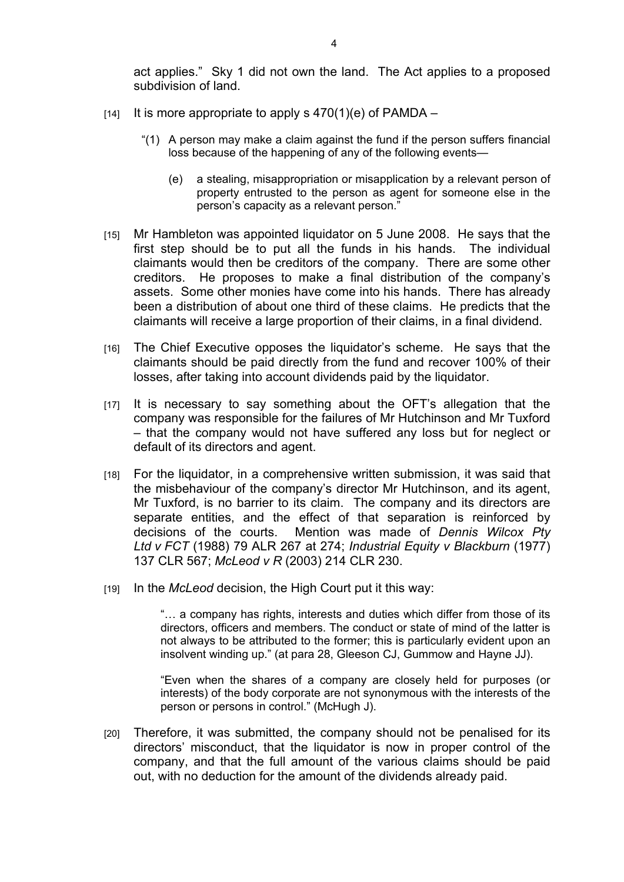act applies." Sky 1 did not own the land. The Act applies to a proposed subdivision of land.

[14] It is more appropriate to apply s 470(1)(e) of PAMDA –

> "(1) A person may make a claim against the fund if the person suffers financial loss because of the happening of any of the following events—
>
> (e) a stealing, misappropriation or misapplication by a relevant person of property entrusted to the person as agent for someone else in the person's capacity as a relevant person."

[15] Mr Hambleton was appointed liquidator on 5 June 2008. He says that the first step should be to put all the funds in his hands. The individual claimants would then be creditors of the company. There are some other creditors. He proposes to make a final distribution of the company's assets. Some other monies have come into his hands. There has already been a distribution of about one third of these claims. He predicts that the claimants will receive a large proportion of their claims, in a final dividend.

[16] The Chief Executive opposes the liquidator's scheme. He says that the claimants should be paid directly from the fund and recover 100% of their losses, after taking into account dividends paid by the liquidator.

[17] It is necessary to say something about the OFT's allegation that the company was responsible for the failures of Mr Hutchinson and Mr Tuxford – that the company would not have suffered any loss but for neglect or default of its directors and agent.

[18] For the liquidator, in a comprehensive written submission, it was said that the misbehaviour of the company's director Mr Hutchinson, and its agent, Mr Tuxford, is no barrier to its claim. The company and its directors are separate entities, and the effect of that separation is reinforced by decisions of the courts. Mention was made of *Dennis Wilcox Pty Ltd v FCT* (1988) 79 ALR 267 at 274; *Industrial Equity v Blackburn* (1977) 137 CLR 567; *McLeod v R* (2003) 214 CLR 230.

[19] In the *McLeod* decision, the High Court put it this way:

> "… a company has rights, interests and duties which differ from those of its directors, officers and members. The conduct or state of mind of the latter is not always to be attributed to the former; this is particularly evident upon an insolvent winding up." (at para 28, Gleeson CJ, Gummow and Hayne JJ).
>
> "Even when the shares of a company are closely held for purposes (or interests) of the body corporate are not synonymous with the interests of the person or persons in control." (McHugh J).

[20] Therefore, it was submitted, the company should not be penalised for its directors' misconduct, that the liquidator is now in proper control of the company, and that the full amount of the various claims should be paid out, with no deduction for the amount of the dividends already paid.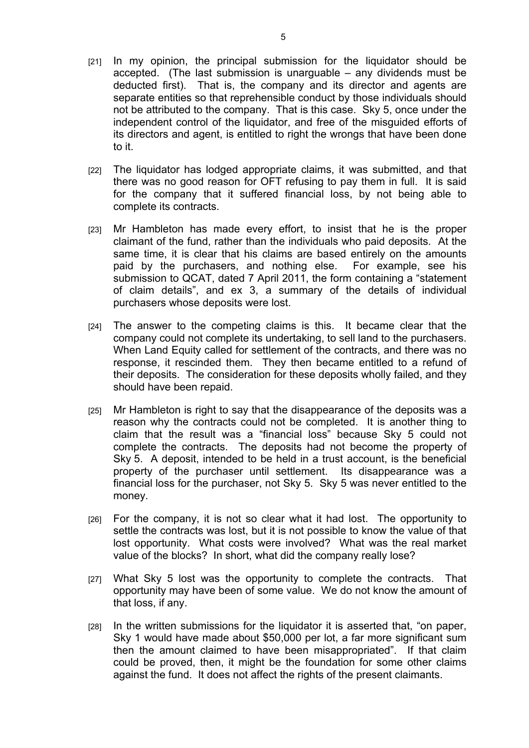[21] In my opinion, the principal submission for the liquidator should be accepted. (The last submission is unarguable – any dividends must be deducted first). That is, the company and its director and agents are separate entities so that reprehensible conduct by those individuals should not be attributed to the company. That is this case. Sky 5, once under the independent control of the liquidator, and free of the misguided efforts of its directors and agent, is entitled to right the wrongs that have been done to it.

[22] The liquidator has lodged appropriate claims, it was submitted, and that there was no good reason for OFT refusing to pay them in full. It is said for the company that it suffered financial loss, by not being able to complete its contracts.

[23] Mr Hambleton has made every effort, to insist that he is the proper claimant of the fund, rather than the individuals who paid deposits. At the same time, it is clear that his claims are based entirely on the amounts paid by the purchasers, and nothing else. For example, see his submission to QCAT, dated 7 April 2011, the form containing a "statement of claim details", and ex 3, a summary of the details of individual purchasers whose deposits were lost.

[24] The answer to the competing claims is this. It became clear that the company could not complete its undertaking, to sell land to the purchasers. When Land Equity called for settlement of the contracts, and there was no response, it rescinded them. They then became entitled to a refund of their deposits. The consideration for these deposits wholly failed, and they should have been repaid.

[25] Mr Hambleton is right to say that the disappearance of the deposits was a reason why the contracts could not be completed. It is another thing to claim that the result was a "financial loss" because Sky 5 could not complete the contracts. The deposits had not become the property of Sky 5. A deposit, intended to be held in a trust account, is the beneficial property of the purchaser until settlement. Its disappearance was a financial loss for the purchaser, not Sky 5. Sky 5 was never entitled to the money.

[26] For the company, it is not so clear what it had lost. The opportunity to settle the contracts was lost, but it is not possible to know the value of that lost opportunity. What costs were involved? What was the real market value of the blocks? In short, what did the company really lose?

[27] What Sky 5 lost was the opportunity to complete the contracts. That opportunity may have been of some value. We do not know the amount of that loss, if any.

[28] In the written submissions for the liquidator it is asserted that, "on paper, Sky 1 would have made about $50,000 per lot, a far more significant sum then the amount claimed to have been misappropriated". If that claim could be proved, then, it might be the foundation for some other claims against the fund. It does not affect the rights of the present claimants.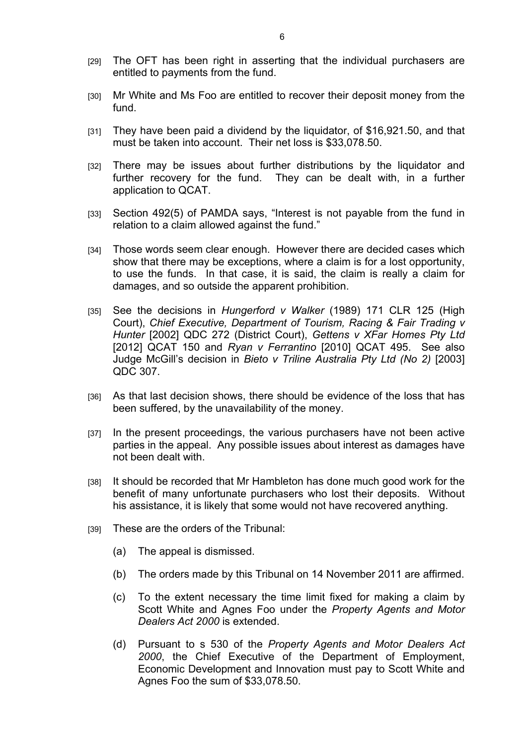[29] The OFT has been right in asserting that the individual purchasers are entitled to payments from the fund.

[30] Mr White and Ms Foo are entitled to recover their deposit money from the fund.

[31] They have been paid a dividend by the liquidator, of $16,921.50, and that must be taken into account. Their net loss is $33,078.50.

[32] There may be issues about further distributions by the liquidator and further recovery for the fund. They can be dealt with, in a further application to QCAT.

[33] Section 492(5) of PAMDA says, "Interest is not payable from the fund in relation to a claim allowed against the fund."

[34] Those words seem clear enough. However there are decided cases which show that there may be exceptions, where a claim is for a lost opportunity, to use the funds. In that case, it is said, the claim is really a claim for damages, and so outside the apparent prohibition.

[35] See the decisions in *Hungerford v Walker* (1989) 171 CLR 125 (High Court), *Chief Executive, Department of Tourism, Racing & Fair Trading v Hunter* [2002] QDC 272 (District Court), *Gettens v XFar Homes Pty Ltd* [2012] QCAT 150 and *Ryan v Ferrantino* [2010] QCAT 495. See also Judge McGill's decision in *Bieto v Triline Australia Pty Ltd (No 2)* [2003] QDC 307.

[36] As that last decision shows, there should be evidence of the loss that has been suffered, by the unavailability of the money.

[37] In the present proceedings, the various purchasers have not been active parties in the appeal. Any possible issues about interest as damages have not been dealt with.

[38] It should be recorded that Mr Hambleton has done much good work for the benefit of many unfortunate purchasers who lost their deposits. Without his assistance, it is likely that some would not have recovered anything.

[39] These are the orders of the Tribunal:

(a) The appeal is dismissed.

(b) The orders made by this Tribunal on 14 November 2011 are affirmed.

(c) To the extent necessary the time limit fixed for making a claim by Scott White and Agnes Foo under the *Property Agents and Motor Dealers Act 2000* is extended.

(d) Pursuant to s 530 of the *Property Agents and Motor Dealers Act 2000*, the Chief Executive of the Department of Employment, Economic Development and Innovation must pay to Scott White and Agnes Foo the sum of $33,078.50.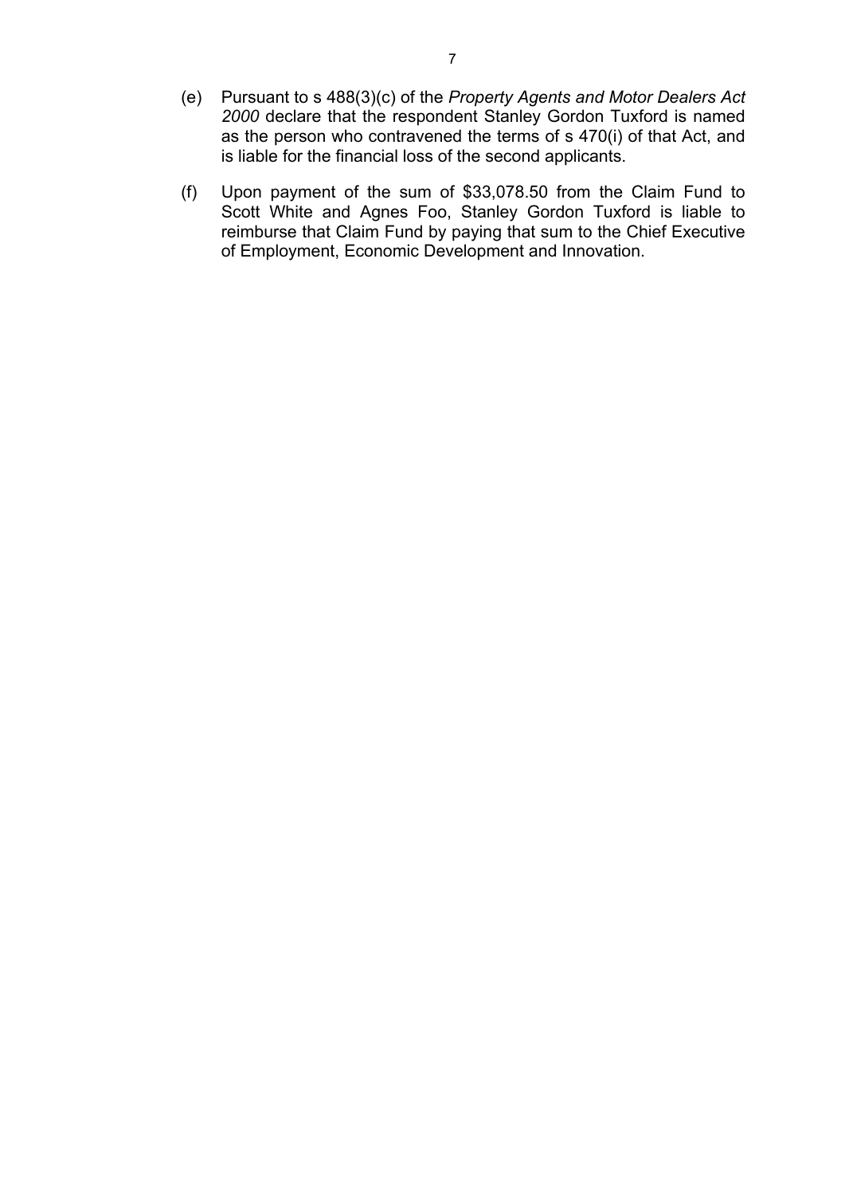(e) Pursuant to s 488(3)(c) of the *Property Agents and Motor Dealers Act 2000* declare that the respondent Stanley Gordon Tuxford is named as the person who contravened the terms of s 470(i) of that Act, and is liable for the financial loss of the second applicants.

(f) Upon payment of the sum of $33,078.50 from the Claim Fund to Scott White and Agnes Foo, Stanley Gordon Tuxford is liable to reimburse that Claim Fund by paying that sum to the Chief Executive of Employment, Economic Development and Innovation.